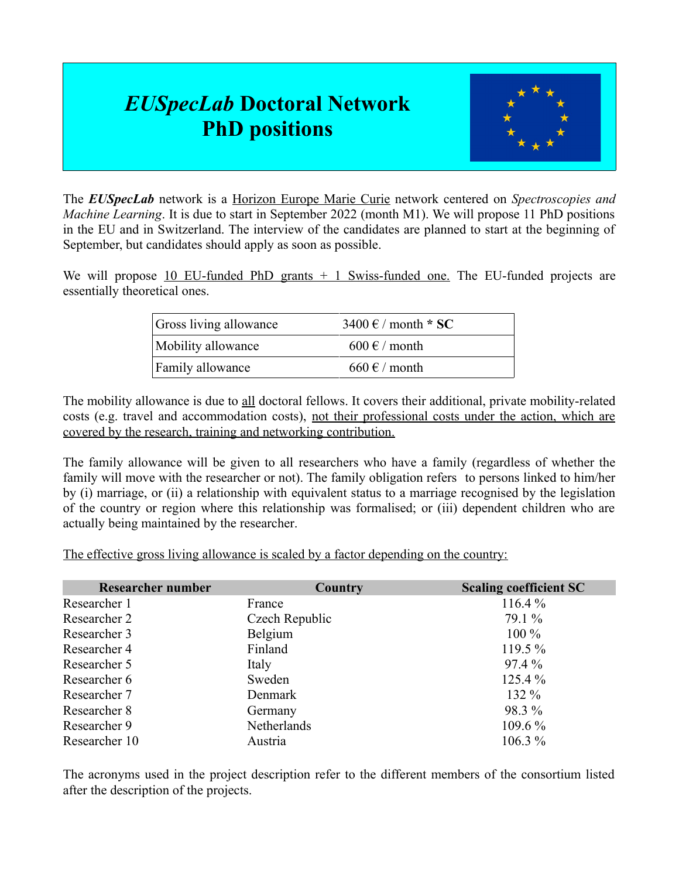# *EUSpecLab* Doctoral Network PhD positions

The ***EUSpecLab*** network is a Horizon Europe Marie Curie network centered on *Spectroscopies and Machine Learning*. It is due to start in September 2022 (month M1). We will propose 11 PhD positions in the EU and in Switzerland. The interview of the candidates are planned to start at the beginning of September, but candidates should apply as soon as possible.

We will propose 10 EU-funded PhD grants + 1 Swiss-funded one. The EU-funded projects are essentially theoretical ones.

| | |
|---|---|
| Gross living allowance | 3400 € / month *** SC** |
| Mobility allowance | 600 € / month |
| Family allowance | 660 € / month |

The mobility allowance is due to all doctoral fellows. It covers their additional, private mobility-related costs (e.g. travel and accommodation costs), not their professional costs under the action, which are covered by the research, training and networking contribution.

The family allowance will be given to all researchers who have a family (regardless of whether the family will move with the researcher or not). The family obligation refers to persons linked to him/her by (i) marriage, or (ii) a relationship with equivalent status to a marriage recognised by the legislation of the country or region where this relationship was formalised; or (iii) dependent children who are actually being maintained by the researcher.

The effective gross living allowance is scaled by a factor depending on the country:

| Researcher number | Country | Scaling coefficient SC |
|---|---|---|
| Researcher 1 | France | 116.4 % |
| Researcher 2 | Czech Republic | 79.1 % |
| Researcher 3 | Belgium | 100 % |
| Researcher 4 | Finland | 119.5 % |
| Researcher 5 | Italy | 97.4 % |
| Researcher 6 | Sweden | 125.4 % |
| Researcher 7 | Denmark | 132 % |
| Researcher 8 | Germany | 98.3 % |
| Researcher 9 | Netherlands | 109.6 % |
| Researcher 10 | Austria | 106.3 % |

The acronyms used in the project description refer to the different members of the consortium listed after the description of the projects.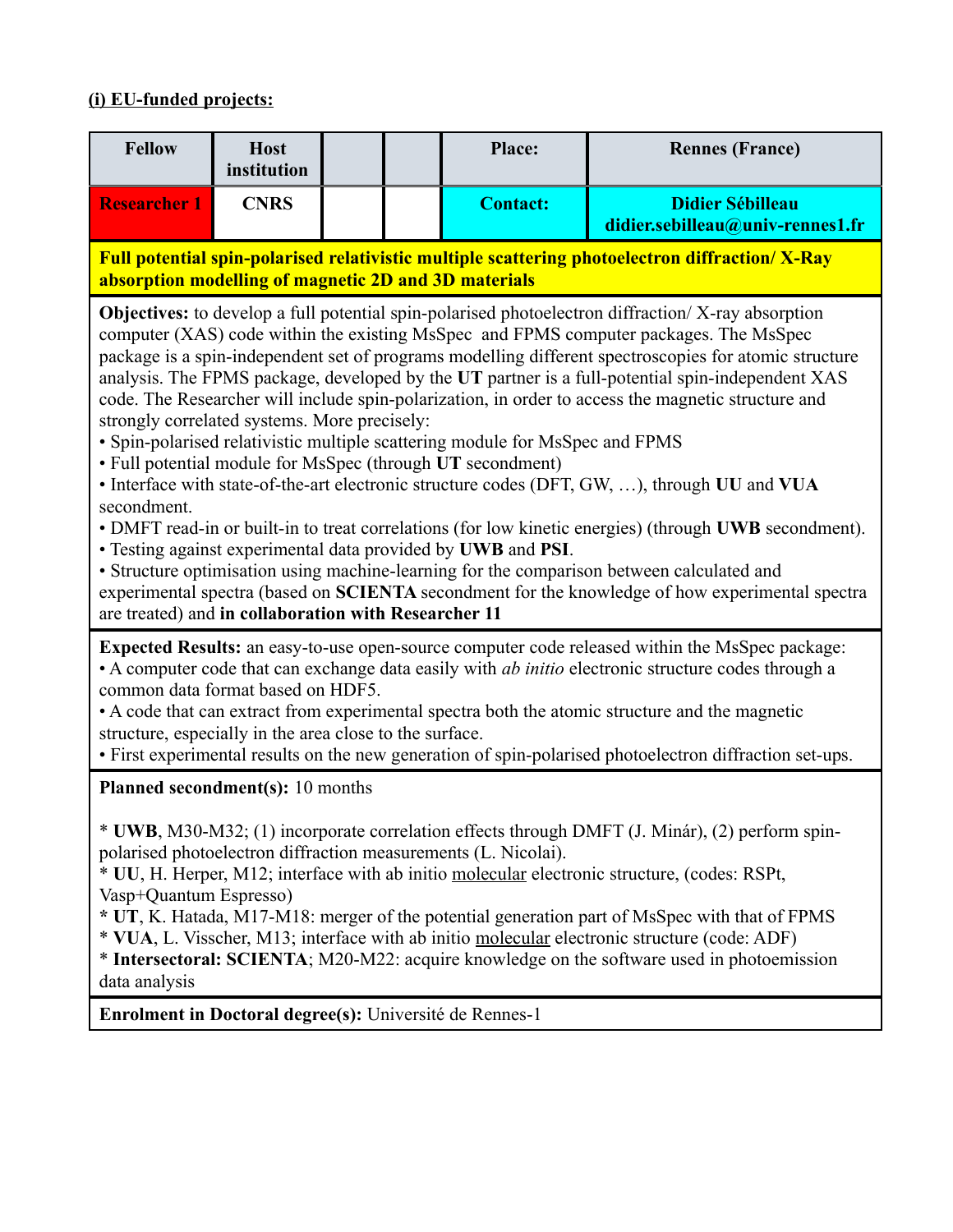**(i) EU-funded projects:**

| Fellow | Host institution | | | Place: | Rennes (France) |
|---|---|---|---|---|---|
| **Researcher 1** | **CNRS** | | | **Contact:** | **Didier Sébilleau didier.sebilleau@univ-rennes1.fr** |

**Full potential spin-polarised relativistic multiple scattering photoelectron diffraction/ X-Ray absorption modelling of magnetic 2D and 3D materials**

**Objectives:** to develop a full potential spin-polarised photoelectron diffraction/ X-ray absorption computer (XAS) code within the existing MsSpec and FPMS computer packages. The MsSpec package is a spin-independent set of programs modelling different spectroscopies for atomic structure analysis. The FPMS package, developed by the **UT** partner is a full-potential spin-independent XAS code. The Researcher will include spin-polarization, in order to access the magnetic structure and strongly correlated systems. More precisely:

- Spin-polarised relativistic multiple scattering module for MsSpec and FPMS
- Full potential module for MsSpec (through **UT** secondment)
- Interface with state-of-the-art electronic structure codes (DFT, GW, …), through **UU** and **VUA** secondment.
- DMFT read-in or built-in to treat correlations (for low kinetic energies) (through **UWB** secondment).
- Testing against experimental data provided by **UWB** and **PSI**.
- Structure optimisation using machine-learning for the comparison between calculated and experimental spectra (based on **SCIENTA** secondment for the knowledge of how experimental spectra are treated) and **in collaboration with Researcher 11**

**Expected Results:** an easy-to-use open-source computer code released within the MsSpec package:

- A computer code that can exchange data easily with *ab initio* electronic structure codes through a common data format based on HDF5.
- A code that can extract from experimental spectra both the atomic structure and the magnetic structure, especially in the area close to the surface.
- First experimental results on the new generation of spin-polarised photoelectron diffraction set-ups.

**Planned secondment(s):** 10 months

* **UWB**, M30-M32; (1) incorporate correlation effects through DMFT (J. Minár), (2) perform spin-polarised photoelectron diffraction measurements (L. Nicolai).
* **UU**, H. Herper, M12; interface with ab initio molecular electronic structure, (codes: RSPt, Vasp+Quantum Espresso)
* **UT**, K. Hatada, M17-M18: merger of the potential generation part of MsSpec with that of FPMS
* **VUA**, L. Visscher, M13; interface with ab initio molecular electronic structure (code: ADF)
* **Intersectoral: SCIENTA**; M20-M22: acquire knowledge on the software used in photoemission data analysis

**Enrolment in Doctoral degree(s):** Université de Rennes-1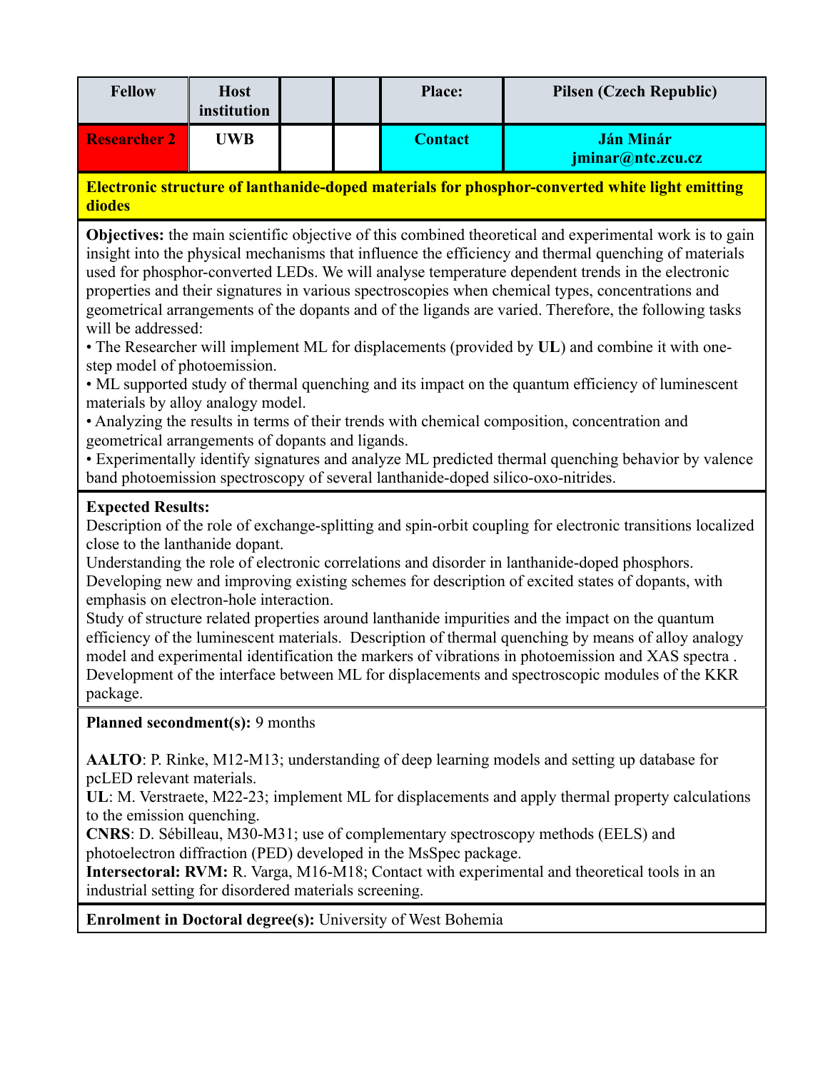| Fellow | Host institution | | | Place: | Pilsen (Czech Republic) |
|---|---|---|---|---|---|
| Researcher 2 | UWB | | | Contact | Ján Minár jminar@ntc.zcu.cz |

**Electronic structure of lanthanide-doped materials for phosphor-converted white light emitting diodes**

**Objectives:** the main scientific objective of this combined theoretical and experimental work is to gain insight into the physical mechanisms that influence the efficiency and thermal quenching of materials used for phosphor-converted LEDs. We will analyse temperature dependent trends in the electronic properties and their signatures in various spectroscopies when chemical types, concentrations and geometrical arrangements of the dopants and of the ligands are varied. Therefore, the following tasks will be addressed:

- The Researcher will implement ML for displacements (provided by **UL**) and combine it with one-step model of photoemission.
- ML supported study of thermal quenching and its impact on the quantum efficiency of luminescent materials by alloy analogy model.
- Analyzing the results in terms of their trends with chemical composition, concentration and geometrical arrangements of dopants and ligands.
- Experimentally identify signatures and analyze ML predicted thermal quenching behavior by valence band photoemission spectroscopy of several lanthanide-doped silico-oxo-nitrides.

**Expected Results:**
Description of the role of exchange-splitting and spin-orbit coupling for electronic transitions localized close to the lanthanide dopant.
Understanding the role of electronic correlations and disorder in lanthanide-doped phosphors.
Developing new and improving existing schemes for description of excited states of dopants, with emphasis on electron-hole interaction.
Study of structure related properties around lanthanide impurities and the impact on the quantum efficiency of the luminescent materials. Description of thermal quenching by means of alloy analogy model and experimental identification the markers of vibrations in photoemission and XAS spectra .
Development of the interface between ML for displacements and spectroscopic modules of the KKR package.

**Planned secondment(s):** 9 months

**AALTO**: P. Rinke, M12-M13; understanding of deep learning models and setting up database for pcLED relevant materials.
**UL**: M. Verstraete, M22-23; implement ML for displacements and apply thermal property calculations to the emission quenching.
**CNRS**: D. Sébilleau, M30-M31; use of complementary spectroscopy methods (EELS) and photoelectron diffraction (PED) developed in the MsSpec package.
**Intersectoral: RVM:** R. Varga, M16-M18; Contact with experimental and theoretical tools in an industrial setting for disordered materials screening.

**Enrolment in Doctoral degree(s):** University of West Bohemia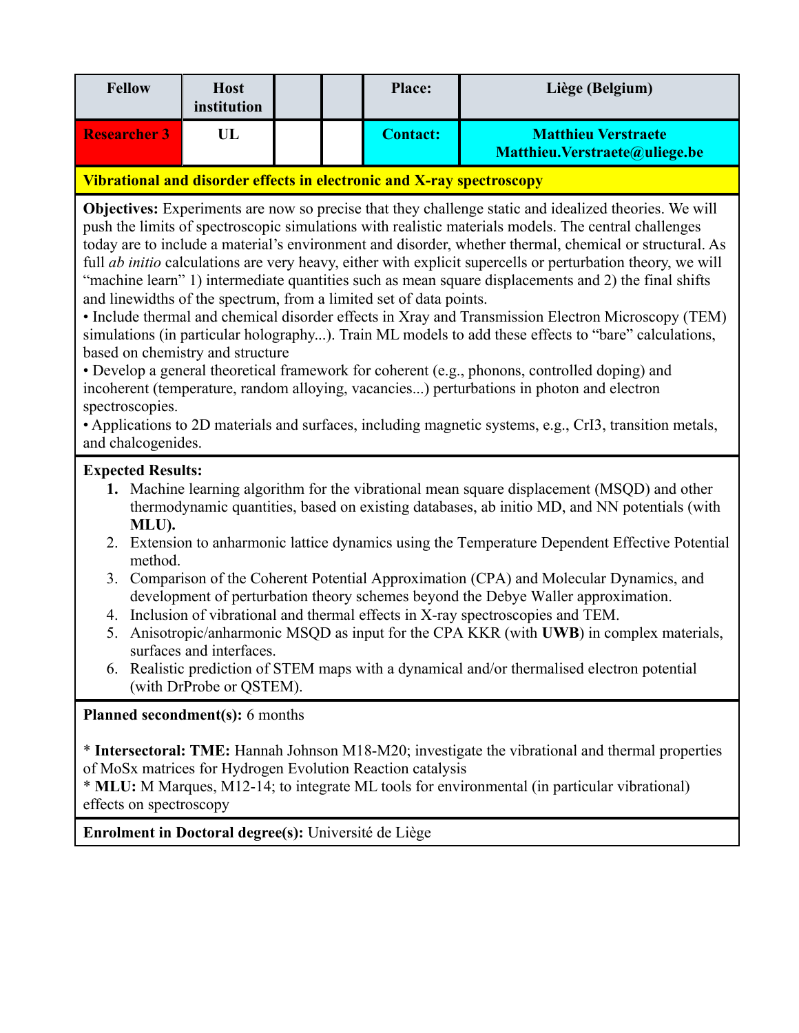| Fellow | Host institution | | | Place: | Liège (Belgium) |
|---|---|---|---|---|---|
| **Researcher 3** | **UL** | | | **Contact:** | **Matthieu Verstraete Matthieu.Verstraete@uliege.be** |

**Vibrational and disorder effects in electronic and X-ray spectroscopy**

**Objectives:** Experiments are now so precise that they challenge static and idealized theories. We will push the limits of spectroscopic simulations with realistic materials models. The central challenges today are to include a material's environment and disorder, whether thermal, chemical or structural. As full *ab initio* calculations are very heavy, either with explicit supercells or perturbation theory, we will "machine learn" 1) intermediate quantities such as mean square displacements and 2) the final shifts and linewidths of the spectrum, from a limited set of data points.

• Include thermal and chemical disorder effects in Xray and Transmission Electron Microscopy (TEM) simulations (in particular holography...). Train ML models to add these effects to "bare" calculations, based on chemistry and structure

• Develop a general theoretical framework for coherent (e.g., phonons, controlled doping) and incoherent (temperature, random alloying, vacancies...) perturbations in photon and electron spectroscopies.

• Applications to 2D materials and surfaces, including magnetic systems, e.g., $CrI_3$, transition metals, and chalcogenides.

**Expected Results:**

1. Machine learning algorithm for the vibrational mean square displacement (MSQD) and other thermodynamic quantities, based on existing databases, ab initio MD, and NN potentials (with **MLU).**
2. Extension to anharmonic lattice dynamics using the Temperature Dependent Effective Potential method.
3. Comparison of the Coherent Potential Approximation (CPA) and Molecular Dynamics, and development of perturbation theory schemes beyond the Debye Waller approximation.
4. Inclusion of vibrational and thermal effects in X-ray spectroscopies and TEM.
5. Anisotropic/anharmonic MSQD as input for the CPA KKR (with **UWB**) in complex materials, surfaces and interfaces.
6. Realistic prediction of STEM maps with a dynamical and/or thermalised electron potential (with DrProbe or QSTEM).

**Planned secondment(s):** 6 months

* **Intersectoral: TME:** Hannah Johnson M18-M20; investigate the vibrational and thermal properties of $MoS_x$ matrices for Hydrogen Evolution Reaction catalysis
* **MLU:** M Marques, M12-14; to integrate ML tools for environmental (in particular vibrational) effects on spectroscopy

**Enrolment in Doctoral degree(s):** Université de Liège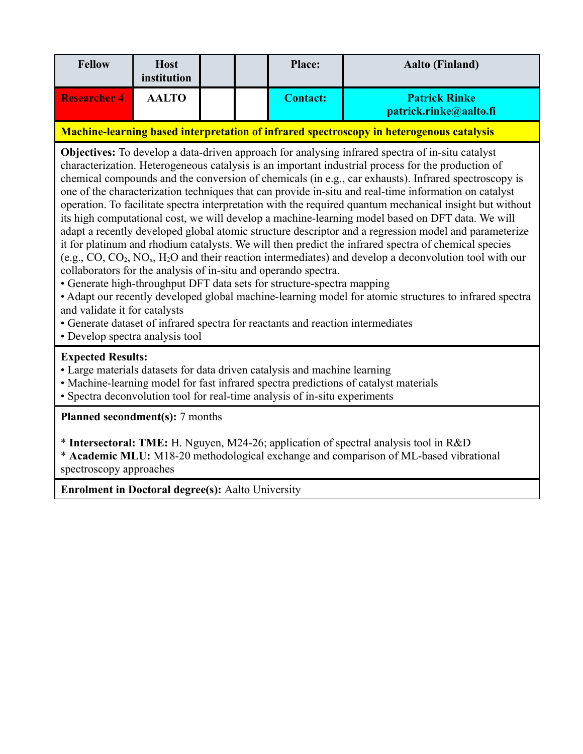| Fellow | Host institution | | | Place: | Aalto (Finland) |
|---|---|---|---|---|---|
| **Researcher 4** | **AALTO** | | | **Contact:** | **Patrick Rinke patrick.rinke@aalto.fi** |

**Machine-learning based interpretation of infrared spectroscopy in heterogenous catalysis**

**Objectives:** To develop a data-driven approach for analysing infrared spectra of in-situ catalyst characterization. Heterogeneous catalysis is an important industrial process for the production of chemical compounds and the conversion of chemicals (in e.g., car exhausts). Infrared spectroscopy is one of the characterization techniques that can provide in-situ and real-time information on catalyst operation. To facilitate spectra interpretation with the required quantum mechanical insight but without its high computational cost, we will develop a machine-learning model based on DFT data. We will adapt a recently developed global atomic structure descriptor and a regression model and parameterize it for platinum and rhodium catalysts. We will then predict the infrared spectra of chemical species (e.g., CO, $CO_2$, $NO_x$, $H_2O$ and their reaction intermediates) and develop a deconvolution tool with our collaborators for the analysis of in-situ and operando spectra.

- Generate high-throughput DFT data sets for structure-spectra mapping
- Adapt our recently developed global machine-learning model for atomic structures to infrared spectra and validate it for catalysts
- Generate dataset of infrared spectra for reactants and reaction intermediates
- Develop spectra analysis tool

**Expected Results:**

- Large materials datasets for data driven catalysis and machine learning
- Machine-learning model for fast infrared spectra predictions of catalyst materials
- Spectra deconvolution tool for real-time analysis of in-situ experiments

**Planned secondment(s):** 7 months

\* **Intersectoral: TME:** H. Nguyen, M24-26; application of spectral analysis tool in R&D
\* **Academic MLU:** M18-20 methodological exchange and comparison of ML-based vibrational spectroscopy approaches

**Enrolment in Doctoral degree(s):** Aalto University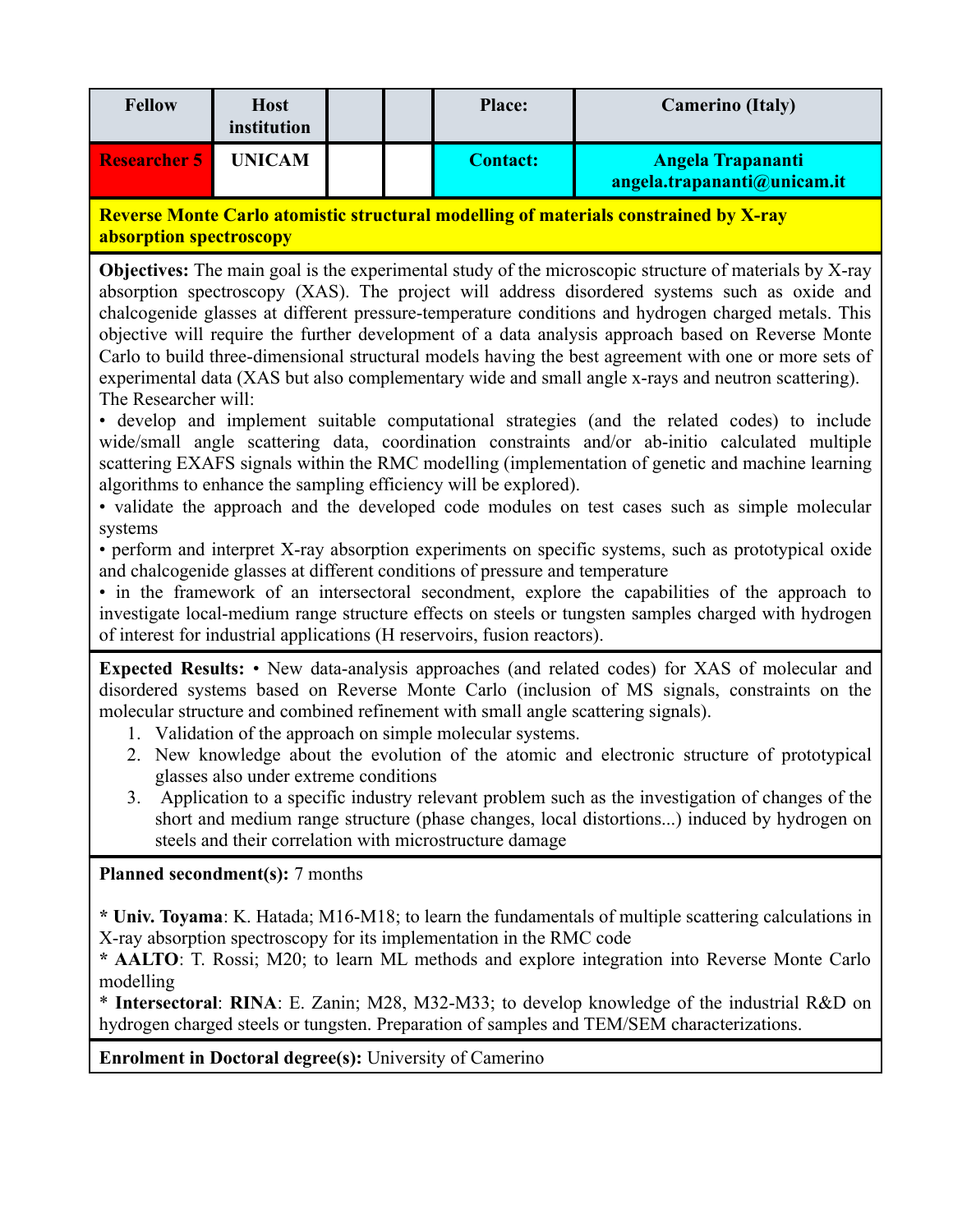| Fellow | Host institution | | | Place: | Camerino (Italy) |
|---|---|---|---|---|---|
| **Researcher 5** | **UNICAM** | | | **Contact:** | **Angela Trapananti angela.trapananti@unicam.it** |

**Reverse Monte Carlo atomistic structural modelling of materials constrained by X-ray absorption spectroscopy**

**Objectives:** The main goal is the experimental study of the microscopic structure of materials by X-ray absorption spectroscopy (XAS). The project will address disordered systems such as oxide and chalcogenide glasses at different pressure-temperature conditions and hydrogen charged metals. This objective will require the further development of a data analysis approach based on Reverse Monte Carlo to build three-dimensional structural models having the best agreement with one or more sets of experimental data (XAS but also complementary wide and small angle x-rays and neutron scattering). The Researcher will:

• develop and implement suitable computational strategies (and the related codes) to include wide/small angle scattering data, coordination constraints and/or ab-initio calculated multiple scattering EXAFS signals within the RMC modelling (implementation of genetic and machine learning algorithms to enhance the sampling efficiency will be explored).

• validate the approach and the developed code modules on test cases such as simple molecular systems

• perform and interpret X-ray absorption experiments on specific systems, such as prototypical oxide and chalcogenide glasses at different conditions of pressure and temperature

• in the framework of an intersectoral secondment, explore the capabilities of the approach to investigate local-medium range structure effects on steels or tungsten samples charged with hydrogen of interest for industrial applications (H reservoirs, fusion reactors).

**Expected Results:** • New data-analysis approaches (and related codes) for XAS of molecular and disordered systems based on Reverse Monte Carlo (inclusion of MS signals, constraints on the molecular structure and combined refinement with small angle scattering signals).

1. Validation of the approach on simple molecular systems.
2. New knowledge about the evolution of the atomic and electronic structure of prototypical glasses also under extreme conditions
3. Application to a specific industry relevant problem such as the investigation of changes of the short and medium range structure (phase changes, local distortions...) induced by hydrogen on steels and their correlation with microstructure damage

**Planned secondment(s):** 7 months

* **Univ. Toyama**: K. Hatada; M16-M18; to learn the fundamentals of multiple scattering calculations in X-ray absorption spectroscopy for its implementation in the RMC code

* **AALTO**: T. Rossi; M20; to learn ML methods and explore integration into Reverse Monte Carlo modelling

* **Intersectoral**: **RINA**: E. Zanin; M28, M32-M33; to develop knowledge of the industrial R&D on hydrogen charged steels or tungsten. Preparation of samples and TEM/SEM characterizations.

**Enrolment in Doctoral degree(s):** University of Camerino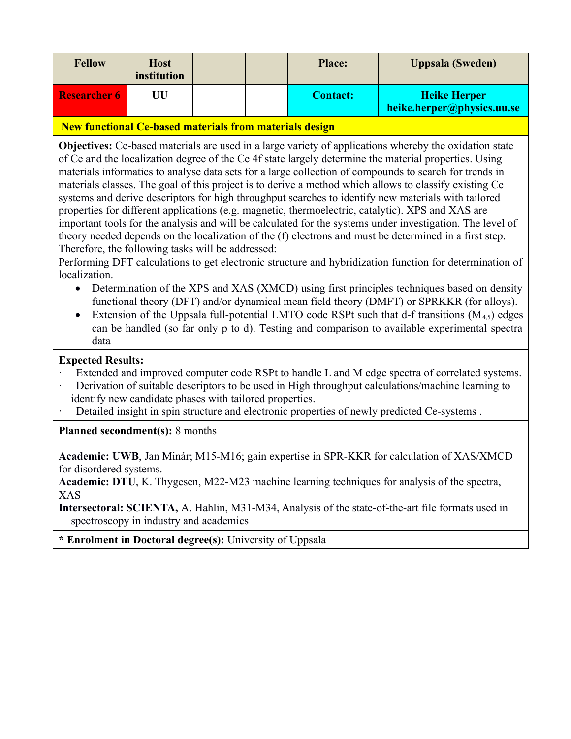| Fellow | Host institution | | | Place: | Uppsala (Sweden) |
|---|---|---|---|---|---|
| Researcher 6 | UU | | | Contact: | Heike Herper heike.herper@physics.uu.se |

**New functional Ce-based materials from materials design**

**Objectives:** Ce-based materials are used in a large variety of applications whereby the oxidation state of Ce and the localization degree of the Ce 4f state largely determine the material properties. Using materials informatics to analyse data sets for a large collection of compounds to search for trends in materials classes. The goal of this project is to derive a method which allows to classify existing Ce systems and derive descriptors for high throughput searches to identify new materials with tailored properties for different applications (e.g. magnetic, thermoelectric, catalytic). XPS and XAS are important tools for the analysis and will be calculated for the systems under investigation. The level of theory needed depends on the localization of the (f) electrons and must be determined in a first step. Therefore, the following tasks will be addressed:

Performing DFT calculations to get electronic structure and hybridization function for determination of localization.

- Determination of the XPS and XAS (XMCD) using first principles techniques based on density functional theory (DFT) and/or dynamical mean field theory (DMFT) or SPRKKR (for alloys).
- Extension of the Uppsala full-potential LMTO code RSPt such that d-f transitions ($M_{4,5}$) edges can be handled (so far only p to d). Testing and comparison to available experimental spectra data

**Expected Results:**

- Extended and improved computer code RSPt to handle L and M edge spectra of correlated systems.
- Derivation of suitable descriptors to be used in High throughput calculations/machine learning to identify new candidate phases with tailored properties.
- Detailed insight in spin structure and electronic properties of newly predicted Ce-systems .

**Planned secondment(s):** 8 months

**Academic: UWB**, Jan Minár; M15-M16; gain expertise in SPR-KKR for calculation of XAS/XMCD for disordered systems.

**Academic: DTU**, K. Thygesen, M22-M23 machine learning techniques for analysis of the spectra, XAS

**Intersectoral: SCIENTA,** A. Hahlin, M31-M34, Analysis of the state-of-the-art file formats used in spectroscopy in industry and academics

**\* Enrolment in Doctoral degree(s):** University of Uppsala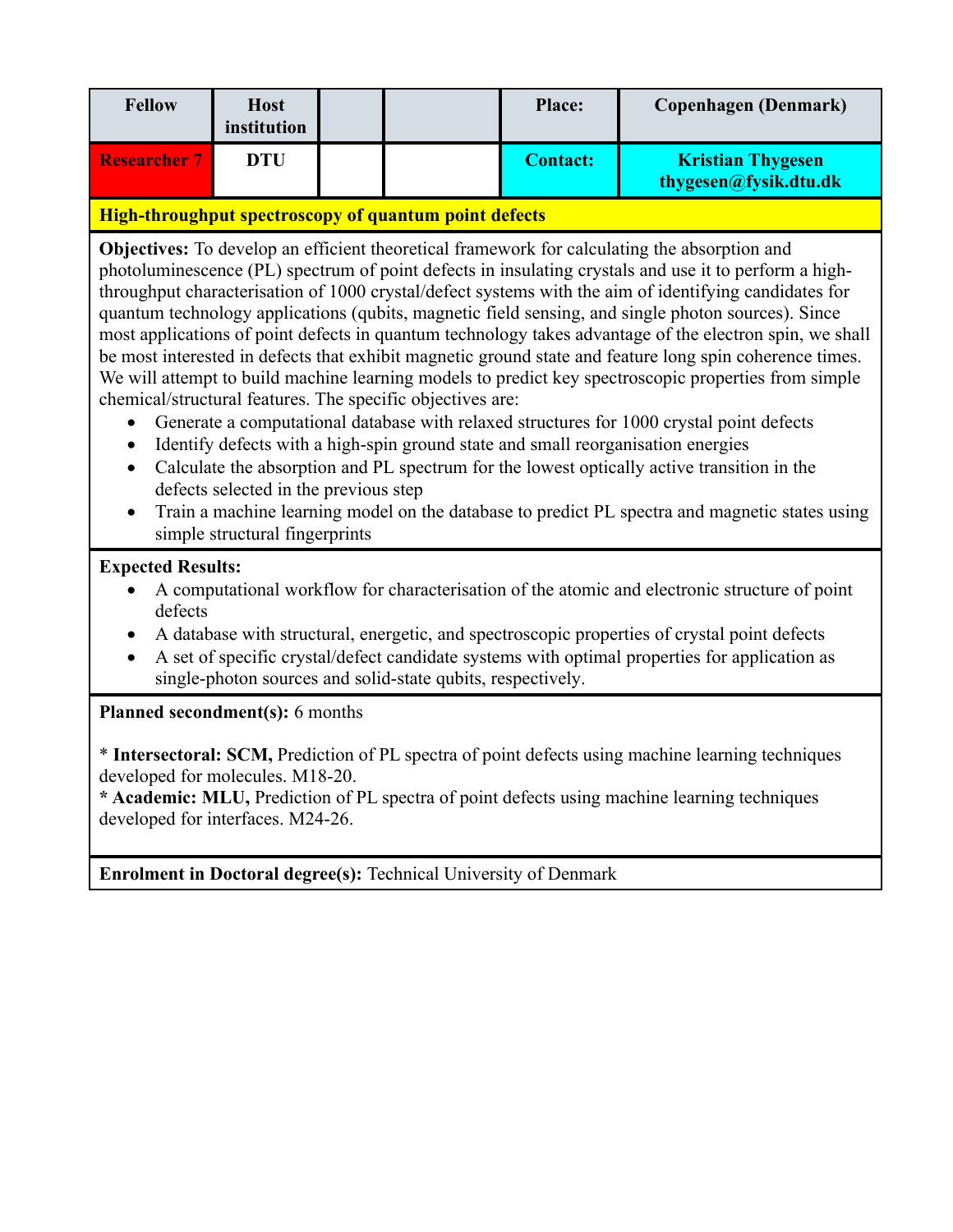| Fellow | Host institution | | | Place: | Copenhagen (Denmark) |
|---|---|---|---|---|---|
| **Researcher 7** | **DTU** | | | **Contact:** | **Kristian Thygesen thygesen@fysik.dtu.dk** |

**High-throughput spectroscopy of quantum point defects**

**Objectives:** To develop an efficient theoretical framework for calculating the absorption and photoluminescence (PL) spectrum of point defects in insulating crystals and use it to perform a high-throughput characterisation of 1000 crystal/defect systems with the aim of identifying candidates for quantum technology applications (qubits, magnetic field sensing, and single photon sources). Since most applications of point defects in quantum technology takes advantage of the electron spin, we shall be most interested in defects that exhibit magnetic ground state and feature long spin coherence times. We will attempt to build machine learning models to predict key spectroscopic properties from simple chemical/structural features. The specific objectives are:

- Generate a computational database with relaxed structures for 1000 crystal point defects
- Identify defects with a high-spin ground state and small reorganisation energies
- Calculate the absorption and PL spectrum for the lowest optically active transition in the defects selected in the previous step
- Train a machine learning model on the database to predict PL spectra and magnetic states using simple structural fingerprints

**Expected Results:**

- A computational workflow for characterisation of the atomic and electronic structure of point defects
- A database with structural, energetic, and spectroscopic properties of crystal point defects
- A set of specific crystal/defect candidate systems with optimal properties for application as single-photon sources and solid-state qubits, respectively.

**Planned secondment(s):** 6 months

* **Intersectoral: SCM,** Prediction of PL spectra of point defects using machine learning techniques developed for molecules. M18-20.
* **Academic: MLU,** Prediction of PL spectra of point defects using machine learning techniques developed for interfaces. M24-26.

**Enrolment in Doctoral degree(s):** Technical University of Denmark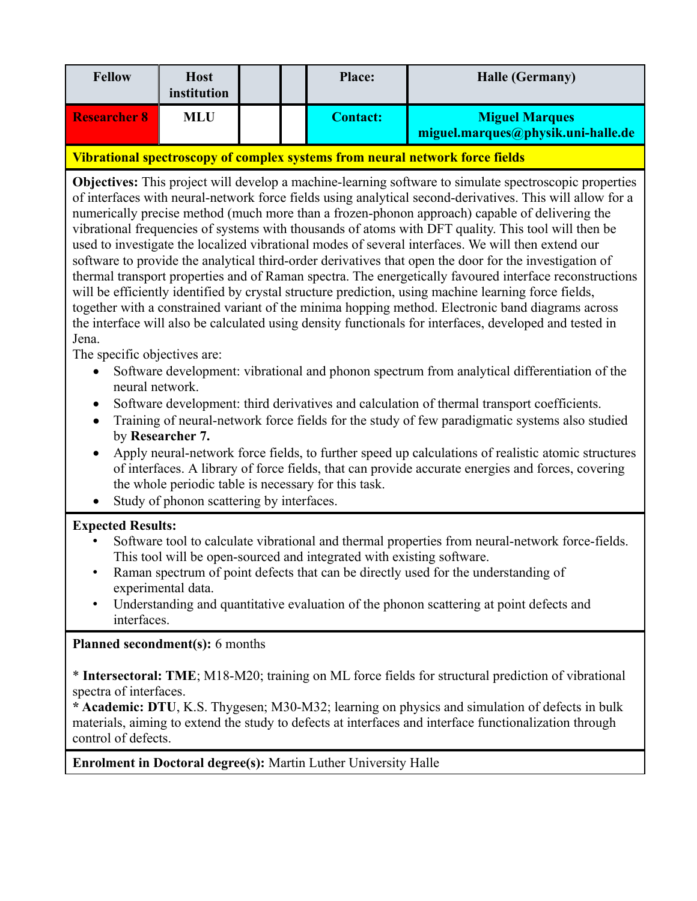| Fellow | Host institution | | | Place: | Halle (Germany) |
|---|---|---|---|---|---|
| **Researcher 8** | **MLU** | | | **Contact:** | **Miguel Marques miguel.marques@physik.uni-halle.de** |

**Vibrational spectroscopy of complex systems from neural network force fields**

**Objectives:** This project will develop a machine-learning software to simulate spectroscopic properties of interfaces with neural-network force fields using analytical second-derivatives. This will allow for a numerically precise method (much more than a frozen-phonon approach) capable of delivering the vibrational frequencies of systems with thousands of atoms with DFT quality. This tool will then be used to investigate the localized vibrational modes of several interfaces. We will then extend our software to provide the analytical third-order derivatives that open the door for the investigation of thermal transport properties and of Raman spectra. The energetically favoured interface reconstructions will be efficiently identified by crystal structure prediction, using machine learning force fields, together with a constrained variant of the minima hopping method. Electronic band diagrams across the interface will also be calculated using density functionals for interfaces, developed and tested in Jena.

The specific objectives are:

- Software development: vibrational and phonon spectrum from analytical differentiation of the neural network.
- Software development: third derivatives and calculation of thermal transport coefficients.
- Training of neural-network force fields for the study of few paradigmatic systems also studied by **Researcher 7.**
- Apply neural-network force fields, to further speed up calculations of realistic atomic structures of interfaces. A library of force fields, that can provide accurate energies and forces, covering the whole periodic table is necessary for this task.
- Study of phonon scattering by interfaces.

**Expected Results:**

- Software tool to calculate vibrational and thermal properties from neural-network force-fields. This tool will be open-sourced and integrated with existing software.
- Raman spectrum of point defects that can be directly used for the understanding of experimental data.
- Understanding and quantitative evaluation of the phonon scattering at point defects and interfaces.

**Planned secondment(s):** 6 months

* **Intersectoral: TME**; M18-M20; training on ML force fields for structural prediction of vibrational spectra of interfaces.
* **Academic: DTU**, K.S. Thygesen; M30-M32; learning on physics and simulation of defects in bulk materials, aiming to extend the study to defects at interfaces and interface functionalization through control of defects.

**Enrolment in Doctoral degree(s):** Martin Luther University Halle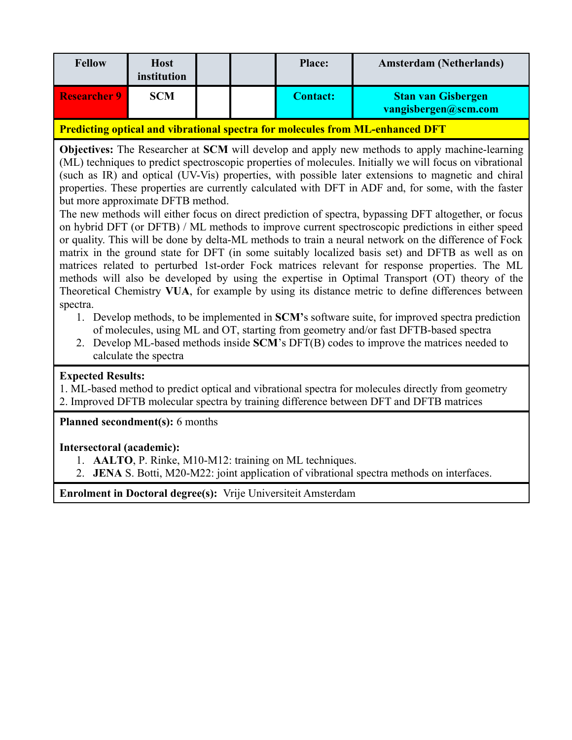| Fellow | Host institution | | | Place: | Amsterdam (Netherlands) |
|---|---|---|---|---|---|
| **Researcher 9** | **SCM** | | | **Contact:** | **Stan van Gisbergen vangisbergen@scm.com** |

**Predicting optical and vibrational spectra for molecules from ML-enhanced DFT**

**Objectives:** The Researcher at **SCM** will develop and apply new methods to apply machine-learning (ML) techniques to predict spectroscopic properties of molecules. Initially we will focus on vibrational (such as IR) and optical (UV-Vis) properties, with possible later extensions to magnetic and chiral properties. These properties are currently calculated with DFT in ADF and, for some, with the faster but more approximate DFTB method.

The new methods will either focus on direct prediction of spectra, bypassing DFT altogether, or focus on hybrid DFT (or DFTB) / ML methods to improve current spectroscopic predictions in either speed or quality. This will be done by delta-ML methods to train a neural network on the difference of Fock matrix in the ground state for DFT (in some suitably localized basis set) and DFTB as well as on matrices related to perturbed 1st-order Fock matrices relevant for response properties. The ML methods will also be developed by using the expertise in Optimal Transport (OT) theory of the Theoretical Chemistry **VUA**, for example by using its distance metric to define differences between spectra.

1. Develop methods, to be implemented in **SCM**'s software suite, for improved spectra prediction of molecules, using ML and OT, starting from geometry and/or fast DFTB-based spectra
2. Develop ML-based methods inside **SCM**'s DFT(B) codes to improve the matrices needed to calculate the spectra

**Expected Results:**
1. ML-based method to predict optical and vibrational spectra for molecules directly from geometry
2. Improved DFTB molecular spectra by training difference between DFT and DFTB matrices

**Planned secondment(s):** 6 months

**Intersectoral (academic):**
1. **AALTO**, P. Rinke, M10-M12: training on ML techniques.
2. **JENA** S. Botti, M20-M22: joint application of vibrational spectra methods on interfaces.

**Enrolment in Doctoral degree(s):** Vrije Universiteit Amsterdam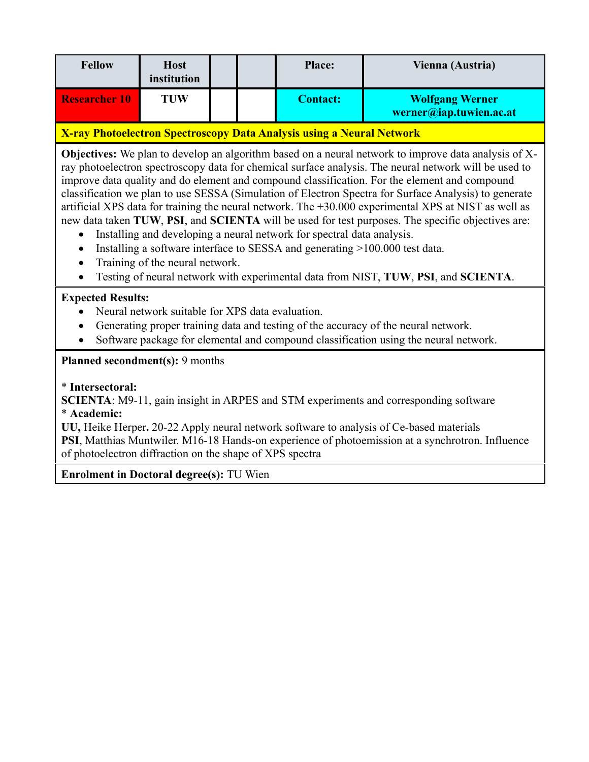| Fellow | Host institution | | | Place: | Vienna (Austria) |
|---|---|---|---|---|---|
| **Researcher 10** | **TUW** | | | **Contact:** | **Wolfgang Werner werner@iap.tuwien.ac.at** |

**X-ray Photoelectron Spectroscopy Data Analysis using a Neural Network**

**Objectives:** We plan to develop an algorithm based on a neural network to improve data analysis of X-ray photoelectron spectroscopy data for chemical surface analysis. The neural network will be used to improve data quality and do element and compound classification. For the element and compound classification we plan to use SESSA (Simulation of Electron Spectra for Surface Analysis) to generate artificial XPS data for training the neural network. The +30.000 experimental XPS at NIST as well as new data taken **TUW**, **PSI**, and **SCIENTA** will be used for test purposes. The specific objectives are:

- Installing and developing a neural network for spectral data analysis.
- Installing a software interface to SESSA and generating >100.000 test data.
- Training of the neural network.
- Testing of neural network with experimental data from NIST, **TUW**, **PSI**, and **SCIENTA**.

**Expected Results:**

- Neural network suitable for XPS data evaluation.
- Generating proper training data and testing of the accuracy of the neural network.
- Software package for elemental and compound classification using the neural network.

**Planned secondment(s):** 9 months

* **Intersectoral:**
**SCIENTA**: M9-11, gain insight in ARPES and STM experiments and corresponding software
* **Academic:**
**UU,** Heike Herper**.** 20-22 Apply neural network software to analysis of Ce-based materials
**PSI**, Matthias Muntwiler. M16-18 Hands-on experience of photoemission at a synchrotron. Influence of photoelectron diffraction on the shape of XPS spectra

**Enrolment in Doctoral degree(s):** TU Wien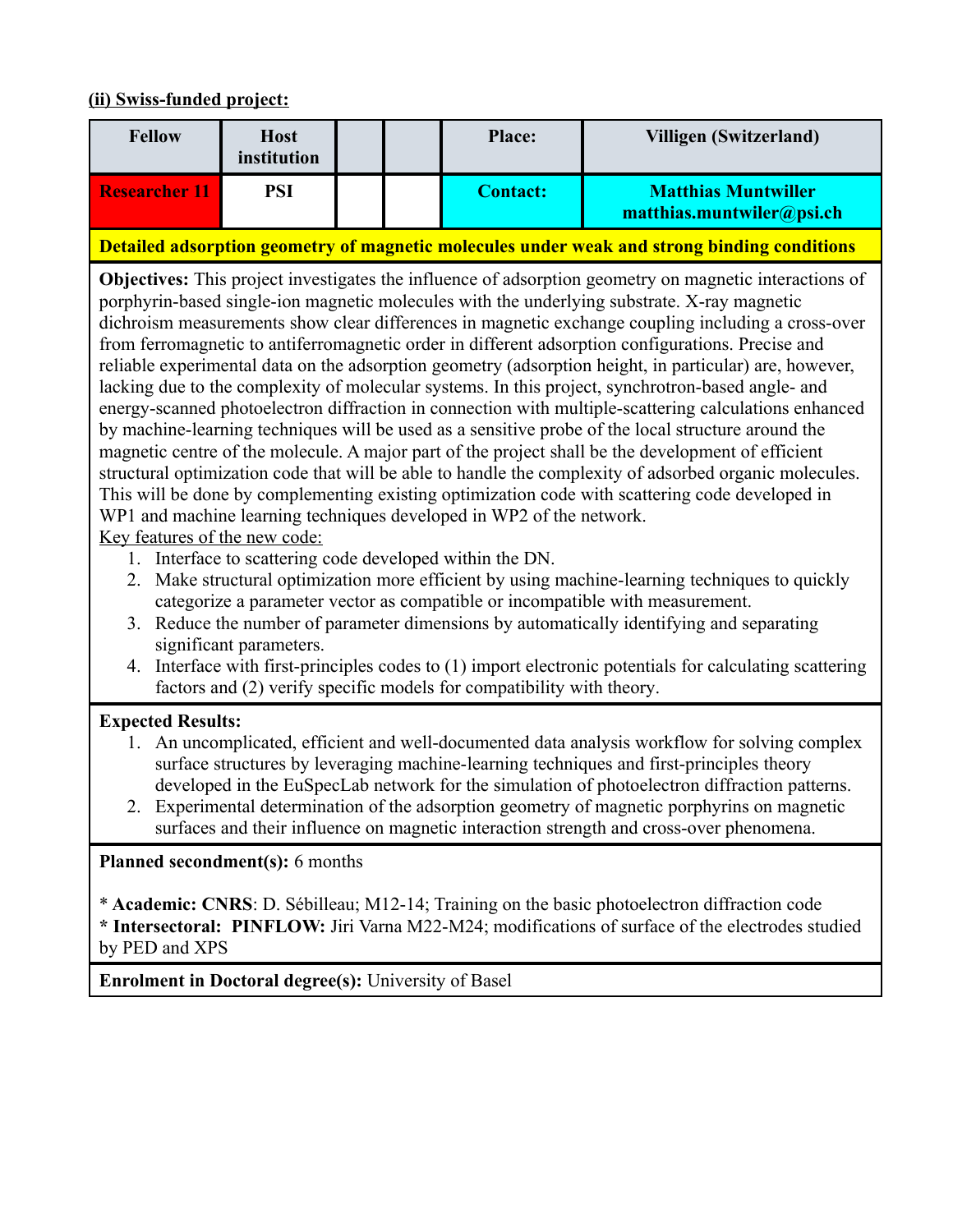**(ii) Swiss-funded project:**

| Fellow | Host institution | | | Place: | Villigen (Switzerland) |
|---|---|---|---|---|---|
| **Researcher 11** | **PSI** | | | **Contact:** | **Matthias Muntwiller matthias.muntwiler@psi.ch** |

**Detailed adsorption geometry of magnetic molecules under weak and strong binding conditions**

**Objectives:** This project investigates the influence of adsorption geometry on magnetic interactions of porphyrin-based single-ion magnetic molecules with the underlying substrate. X-ray magnetic dichroism measurements show clear differences in magnetic exchange coupling including a cross-over from ferromagnetic to antiferromagnetic order in different adsorption configurations. Precise and reliable experimental data on the adsorption geometry (adsorption height, in particular) are, however, lacking due to the complexity of molecular systems. In this project, synchrotron-based angle- and energy-scanned photoelectron diffraction in connection with multiple-scattering calculations enhanced by machine-learning techniques will be used as a sensitive probe of the local structure around the magnetic centre of the molecule. A major part of the project shall be the development of efficient structural optimization code that will be able to handle the complexity of adsorbed organic molecules. This will be done by complementing existing optimization code with scattering code developed in WP1 and machine learning techniques developed in WP2 of the network.

Key features of the new code:

1. Interface to scattering code developed within the DN.
2. Make structural optimization more efficient by using machine-learning techniques to quickly categorize a parameter vector as compatible or incompatible with measurement.
3. Reduce the number of parameter dimensions by automatically identifying and separating significant parameters.
4. Interface with first-principles codes to (1) import electronic potentials for calculating scattering factors and (2) verify specific models for compatibility with theory.

**Expected Results:**

1. An uncomplicated, efficient and well-documented data analysis workflow for solving complex surface structures by leveraging machine-learning techniques and first-principles theory developed in the EuSpecLab network for the simulation of photoelectron diffraction patterns.
2. Experimental determination of the adsorption geometry of magnetic porphyrins on magnetic surfaces and their influence on magnetic interaction strength and cross-over phenomena.

**Planned secondment(s):** 6 months

\* **Academic: CNRS**: D. Sébilleau; M12-14; Training on the basic photoelectron diffraction code
\* **Intersectoral: PINFLOW:** Jiri Varna M22-M24; modifications of surface of the electrodes studied by PED and XPS

**Enrolment in Doctoral degree(s):** University of Basel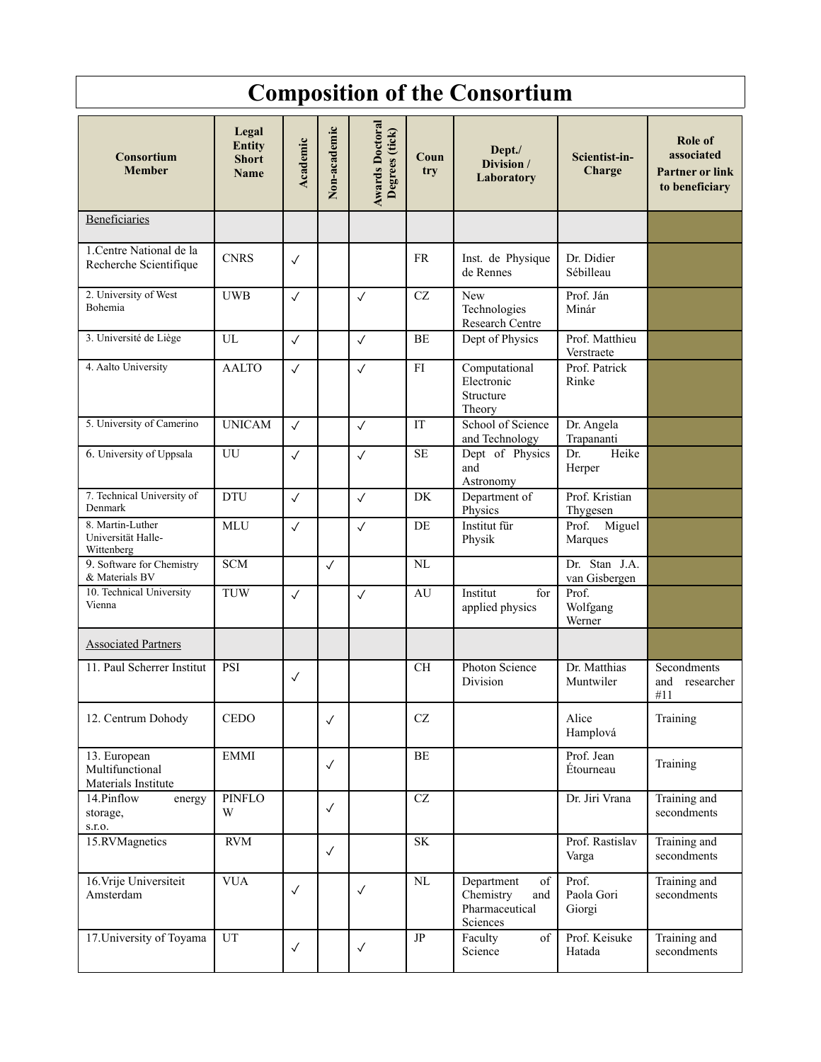# Composition of the Consortium

| Consortium Member | Legal Entity Short Name | Academic | Non-academic | Awards Doctoral Degrees (tick) | Country | Dept./ Division / Laboratory | Scientist-in-Charge | Role of associated Partner or link to beneficiary |
|---|---|---|---|---|---|---|---|---|
| Beneficiaries | | | | | | | | |
| 1.Centre National de la Recherche Scientifique | CNRS | ✓ | | | FR | Inst. de Physique de Rennes | Dr. Didier Sébilleau | |
| 2. University of West Bohemia | UWB | ✓ | | ✓ | CZ | New Technologies Research Centre | Prof. Ján Minár | |
| 3. Université de Liège | UL | ✓ | | ✓ | BE | Dept of Physics | Prof. Matthieu Verstraete | |
| 4. Aalto University | AALTO | ✓ | | ✓ | FI | Computational Electronic Structure Theory | Prof. Patrick Rinke | |
| 5. University of Camerino | UNICAM | ✓ | | ✓ | IT | School of Science and Technology | Dr. Angela Trapananti | |
| 6. University of Uppsala | UU | ✓ | | ✓ | SE | Dept of Physics and Astronomy | Dr. Heike Herper | |
| 7. Technical University of Denmark | DTU | ✓ | | ✓ | DK | Department of Physics | Prof. Kristian Thygesen | |
| 8. Martin-Luther Universität Halle-Wittenberg | MLU | ✓ | | ✓ | DE | Institut für Physik | Prof. Miguel Marques | |
| 9. Software for Chemistry & Materials BV | SCM | | ✓ | | NL | | Dr. Stan J.A. van Gisbergen | |
| 10. Technical University Vienna | TUW | ✓ | | ✓ | AU | Institut for applied physics | Prof. Wolfgang Werner | |
| Associated Partners | | | | | | | | |
| 11. Paul Scherrer Institut | PSI | ✓ | | | CH | Photon Science Division | Dr. Matthias Muntwiler | Secondments and researcher #11 |
| 12. Centrum Dohody | CEDO | | ✓ | | CZ | | Alice Hamplová | Training |
| 13. European Multifunctional Materials Institute | EMMI | | ✓ | | BE | | Prof. Jean Étourneau | Training |
| 14.Pinflow energy storage, s.r.o. | PINFLOW | | ✓ | | CZ | | Dr. Jiri Vrana | Training and secondments |
| 15.RVMagnetics | RVM | | ✓ | | SK | | Prof. Rastislav Varga | Training and secondments |
| 16.Vrije Universiteit Amsterdam | VUA | ✓ | | ✓ | NL | Department of Chemistry and Pharmaceutical Sciences | Prof. Paola Gori Giorgi | Training and secondments |
| 17.University of Toyama | UT | ✓ | | ✓ | JP | Faculty of Science | Prof. Keisuke Hatada | Training and secondments |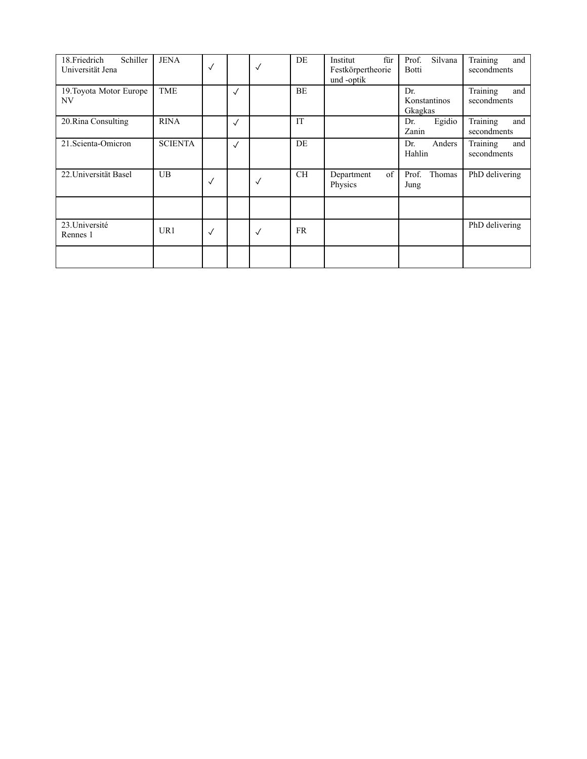| | | | | | | | | |
|---|---|---|---|---|---|---|---|---|
| 18.Friedrich Schiller Universität Jena | JENA | ✓ | | ✓ | DE | Institut für Festkörpertheorie und -optik | Prof. Silvana Botti | Training and secondments |
| 19.Toyota Motor Europe NV | TME | | ✓ | | BE | | Dr. Konstantinos Gkagkas | Training and secondments |
| 20.Rina Consulting | RINA | | ✓ | | IT | | Dr. Egidio Zanin | Training and secondments |
| 21.Scienta-Omicron | SCIENTA | | ✓ | | DE | | Dr. Anders Hahlin | Training and secondments |
| 22.Universität Basel | UB | ✓ | | ✓ | CH | Department of Physics | Prof. Thomas Jung | PhD delivering |
| | | | | | | | | |
| 23.Université Rennes 1 | UR1 | ✓ | | ✓ | FR | | | PhD delivering |
| | | | | | | | | |